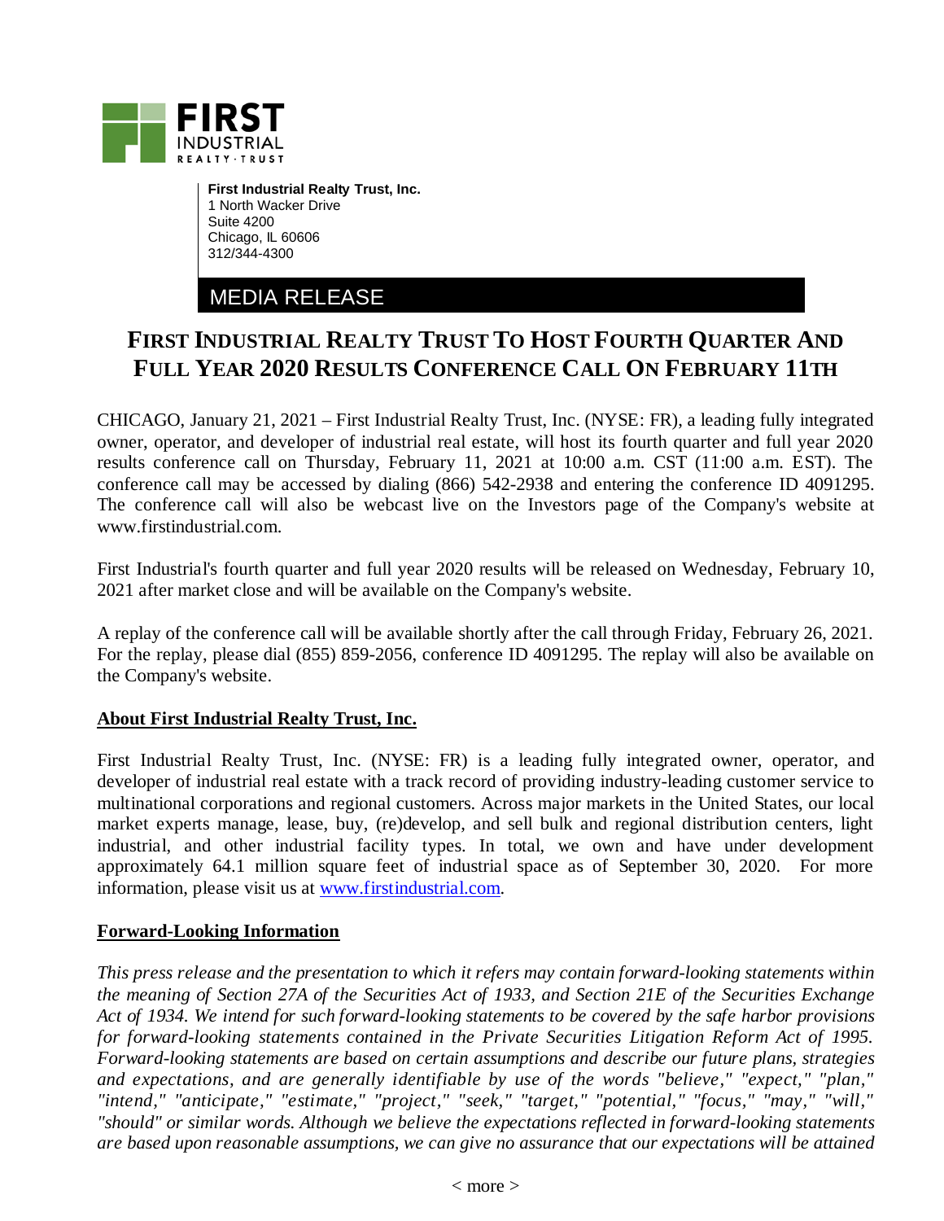**First Industrial Realty Trust, Inc.**
1 North Wacker Drive
Suite 4200
Chicago, IL 60606
312/344-4300

MEDIA RELEASE

# FIRST INDUSTRIAL REALTY TRUST TO HOST FOURTH QUARTER AND FULL YEAR 2020 RESULTS CONFERENCE CALL ON FEBRUARY 11TH

CHICAGO, January 21, 2021 – First Industrial Realty Trust, Inc. (NYSE: FR), a leading fully integrated owner, operator, and developer of industrial real estate, will host its fourth quarter and full year 2020 results conference call on Thursday, February 11, 2021 at 10:00 a.m. CST (11:00 a.m. EST). The conference call may be accessed by dialing (866) 542-2938 and entering the conference ID 4091295. The conference call will also be webcast live on the Investors page of the Company's website at www.firstindustrial.com.

First Industrial's fourth quarter and full year 2020 results will be released on Wednesday, February 10, 2021 after market close and will be available on the Company's website.

A replay of the conference call will be available shortly after the call through Friday, February 26, 2021. For the replay, please dial (855) 859-2056, conference ID 4091295. The replay will also be available on the Company's website.

**About First Industrial Realty Trust, Inc.**

First Industrial Realty Trust, Inc. (NYSE: FR) is a leading fully integrated owner, operator, and developer of industrial real estate with a track record of providing industry-leading customer service to multinational corporations and regional customers. Across major markets in the United States, our local market experts manage, lease, buy, (re)develop, and sell bulk and regional distribution centers, light industrial, and other industrial facility types. In total, we own and have under development approximately 64.1 million square feet of industrial space as of September 30, 2020. For more information, please visit us at www.firstindustrial.com.

**Forward-Looking Information**

*This press release and the presentation to which it refers may contain forward-looking statements within the meaning of Section 27A of the Securities Act of 1933, and Section 21E of the Securities Exchange Act of 1934. We intend for such forward-looking statements to be covered by the safe harbor provisions for forward-looking statements contained in the Private Securities Litigation Reform Act of 1995. Forward-looking statements are based on certain assumptions and describe our future plans, strategies and expectations, and are generally identifiable by use of the words "believe," "expect," "plan," "intend," "anticipate," "estimate," "project," "seek," "target," "potential," "focus," "may," "will," "should" or similar words. Although we believe the expectations reflected in forward-looking statements are based upon reasonable assumptions, we can give no assurance that our expectations will be attained*

< more >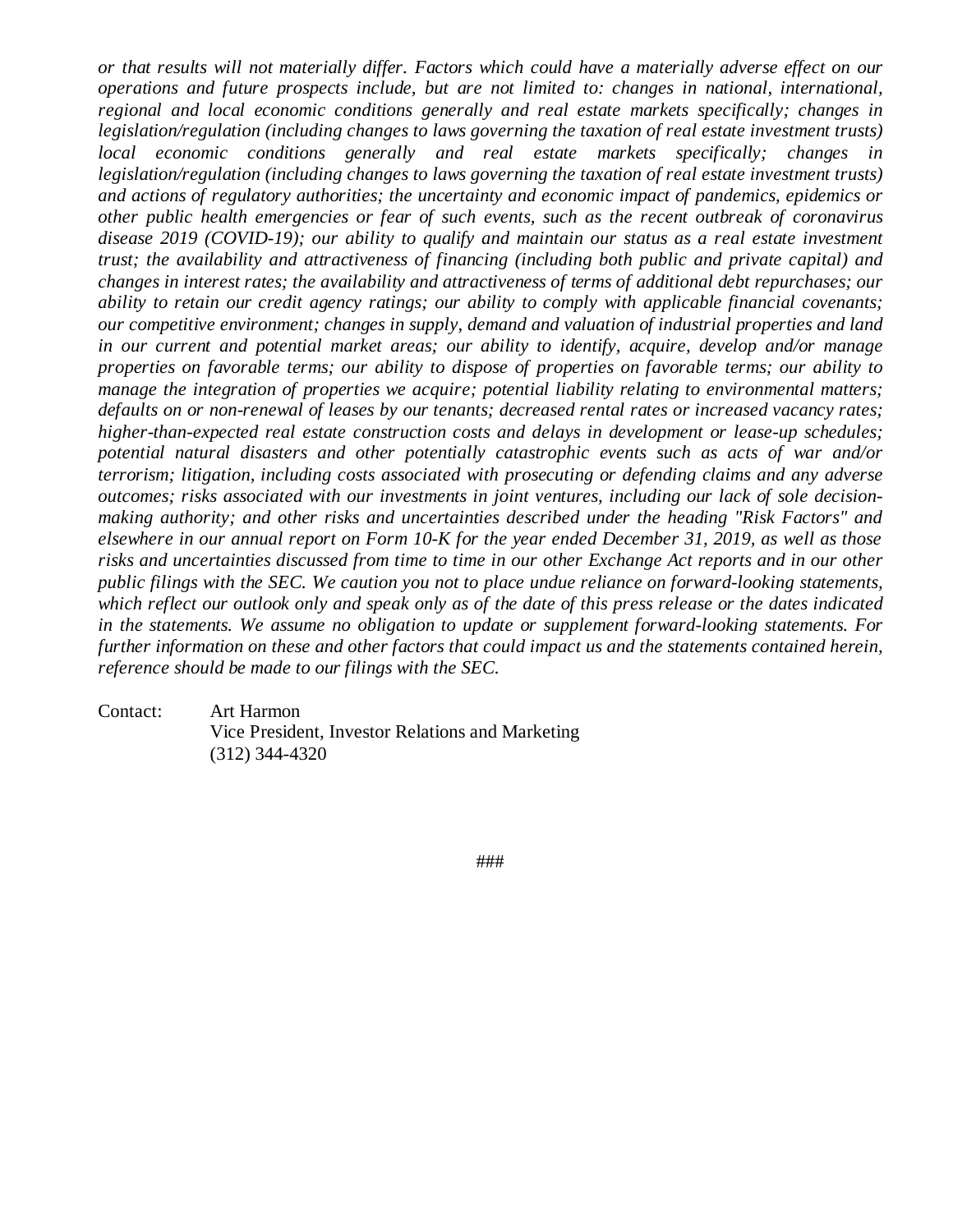*or that results will not materially differ. Factors which could have a materially adverse effect on our operations and future prospects include, but are not limited to: changes in national, international, regional and local economic conditions generally and real estate markets specifically; changes in legislation/regulation (including changes to laws governing the taxation of real estate investment trusts) local economic conditions generally and real estate markets specifically; changes in legislation/regulation (including changes to laws governing the taxation of real estate investment trusts) and actions of regulatory authorities; the uncertainty and economic impact of pandemics, epidemics or other public health emergencies or fear of such events, such as the recent outbreak of coronavirus disease 2019 (COVID-19); our ability to qualify and maintain our status as a real estate investment trust; the availability and attractiveness of financing (including both public and private capital) and changes in interest rates; the availability and attractiveness of terms of additional debt repurchases; our ability to retain our credit agency ratings; our ability to comply with applicable financial covenants; our competitive environment; changes in supply, demand and valuation of industrial properties and land in our current and potential market areas; our ability to identify, acquire, develop and/or manage properties on favorable terms; our ability to dispose of properties on favorable terms; our ability to manage the integration of properties we acquire; potential liability relating to environmental matters; defaults on or non-renewal of leases by our tenants; decreased rental rates or increased vacancy rates; higher-than-expected real estate construction costs and delays in development or lease-up schedules; potential natural disasters and other potentially catastrophic events such as acts of war and/or terrorism; litigation, including costs associated with prosecuting or defending claims and any adverse outcomes; risks associated with our investments in joint ventures, including our lack of sole decision-making authority; and other risks and uncertainties described under the heading "Risk Factors" and elsewhere in our annual report on Form 10-K for the year ended December 31, 2019, as well as those risks and uncertainties discussed from time to time in our other Exchange Act reports and in our other public filings with the SEC. We caution you not to place undue reliance on forward-looking statements, which reflect our outlook only and speak only as of the date of this press release or the dates indicated in the statements. We assume no obligation to update or supplement forward-looking statements. For further information on these and other factors that could impact us and the statements contained herein, reference should be made to our filings with the SEC.*

Contact: Art Harmon
Vice President, Investor Relations and Marketing
(312) 344-4320

###